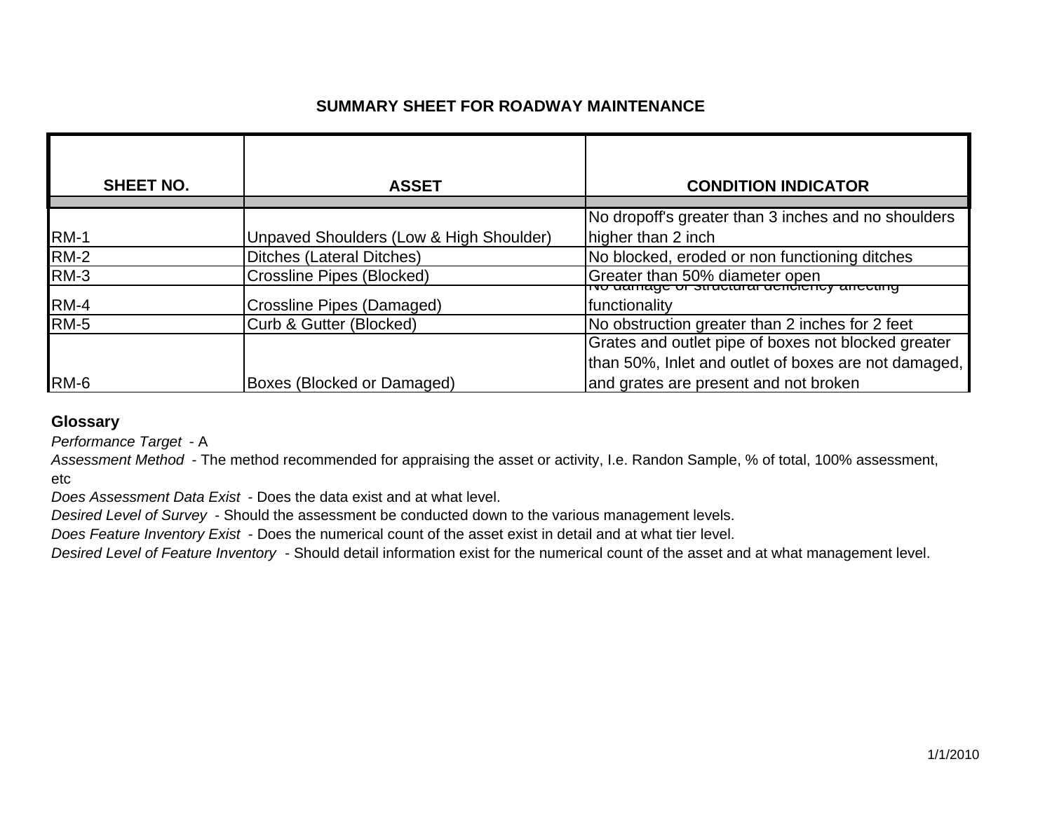## SUMMARY SHEET FOR ROADWAY MAINTENANCE

| SHEET NO. | ASSET | CONDITION INDICATOR |
|---|---|---|
| RM-1 | Unpaved Shoulders (Low & High Shoulder) | No dropoff's greater than 3 inches and no shoulders higher than 2 inch |
| RM-2 | Ditches (Lateral Ditches) | No blocked, eroded or non functioning ditches |
| RM-3 | Crossline Pipes (Blocked) | Greater than 50% diameter open |
| RM-4 | Crossline Pipes (Damaged) | No damage or structural deficiency affecting functionality |
| RM-5 | Curb & Gutter (Blocked) | No obstruction greater than 2 inches for 2 feet |
| RM-6 | Boxes (Blocked or Damaged) | Grates and outlet pipe of boxes not blocked greater than 50%, Inlet and outlet of boxes are not damaged, and grates are present and not broken |

**Glossary**

*Performance Target* - A

*Assessment Method* - The method recommended for appraising the asset or activity, I.e. Randon Sample, % of total, 100% assessment, etc

*Does Assessment Data Exist* - Does the data exist and at what level.

*Desired Level of Survey* - Should the assessment be conducted down to the various management levels.

*Does Feature Inventory Exist* - Does the numerical count of the asset exist in detail and at what tier level.

*Desired Level of Feature Inventory* - Should detail information exist for the numerical count of the asset and at what management level.

1/1/2010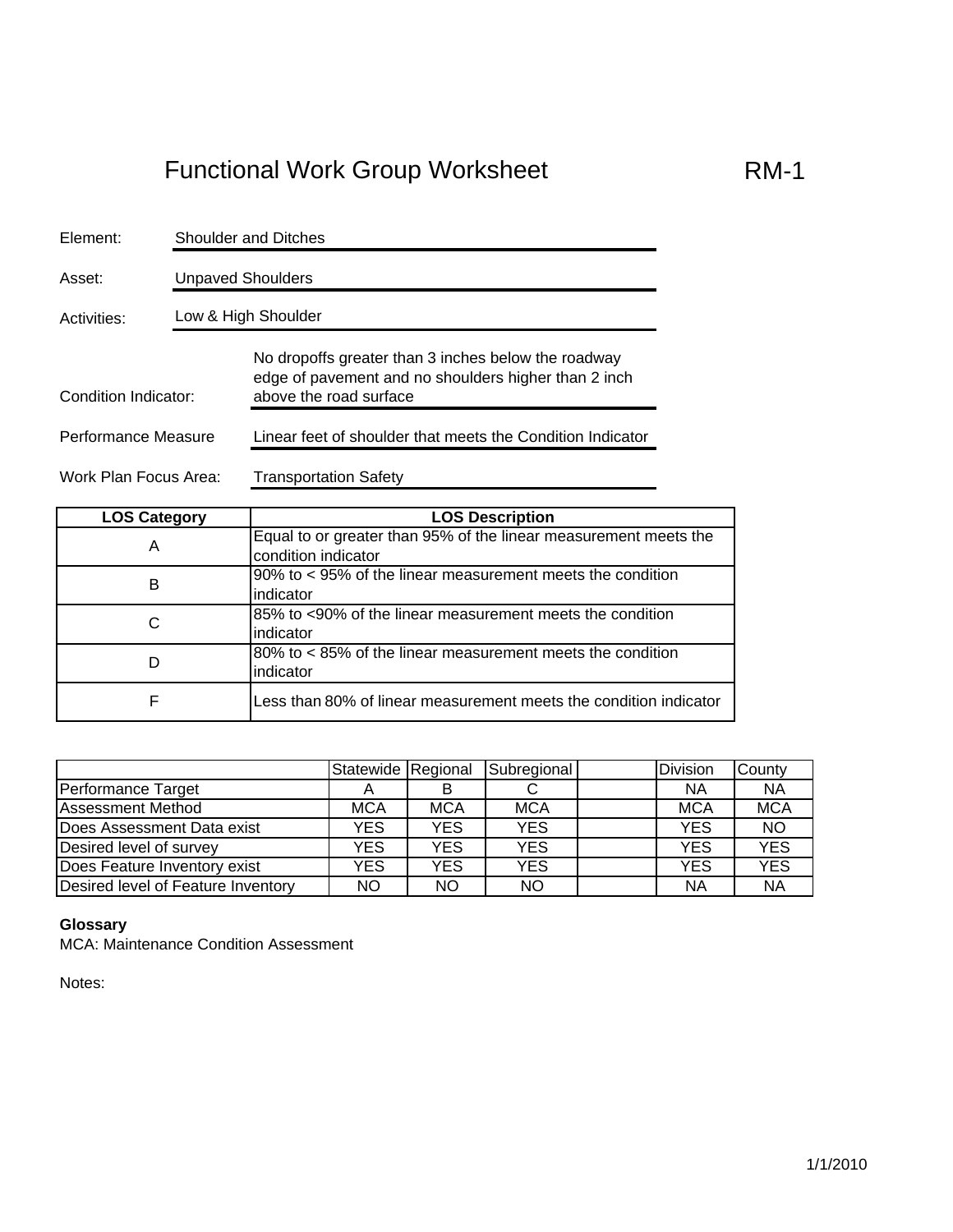# Functional Work Group Worksheet

RM-1

Element: Shoulder and Ditches

Asset: Unpaved Shoulders

Activities: Low & High Shoulder

Condition Indicator: No dropoffs greater than 3 inches below the roadway edge of pavement and no shoulders higher than 2 inch above the road surface

Performance Measure: Linear feet of shoulder that meets the Condition Indicator

Work Plan Focus Area: Transportation Safety

| LOS Category | LOS Description |
|---|---|
| A | Equal to or greater than 95% of the linear measurement meets the condition indicator |
| B | 90% to < 95% of the linear measurement meets the condition indicator |
| C | 85% to <90% of the linear measurement meets the condition indicator |
| D | 80% to < 85% of the linear measurement meets the condition indicator |
| F | Less than 80% of linear measurement meets the condition indicator |

| | Statewide | Regional | Subregional | | Division | County |
|---|---|---|---|---|---|---|
| Performance Target | A | B | C | | NA | NA |
| Assessment Method | MCA | MCA | MCA | | MCA | MCA |
| Does Assessment Data exist | YES | YES | YES | | YES | NO |
| Desired level of survey | YES | YES | YES | | YES | YES |
| Does Feature Inventory exist | YES | YES | YES | | YES | YES |
| Desired level of Feature Inventory | NO | NO | NO | | NA | NA |

**Glossary**

MCA: Maintenance Condition Assessment

Notes:

1/1/2010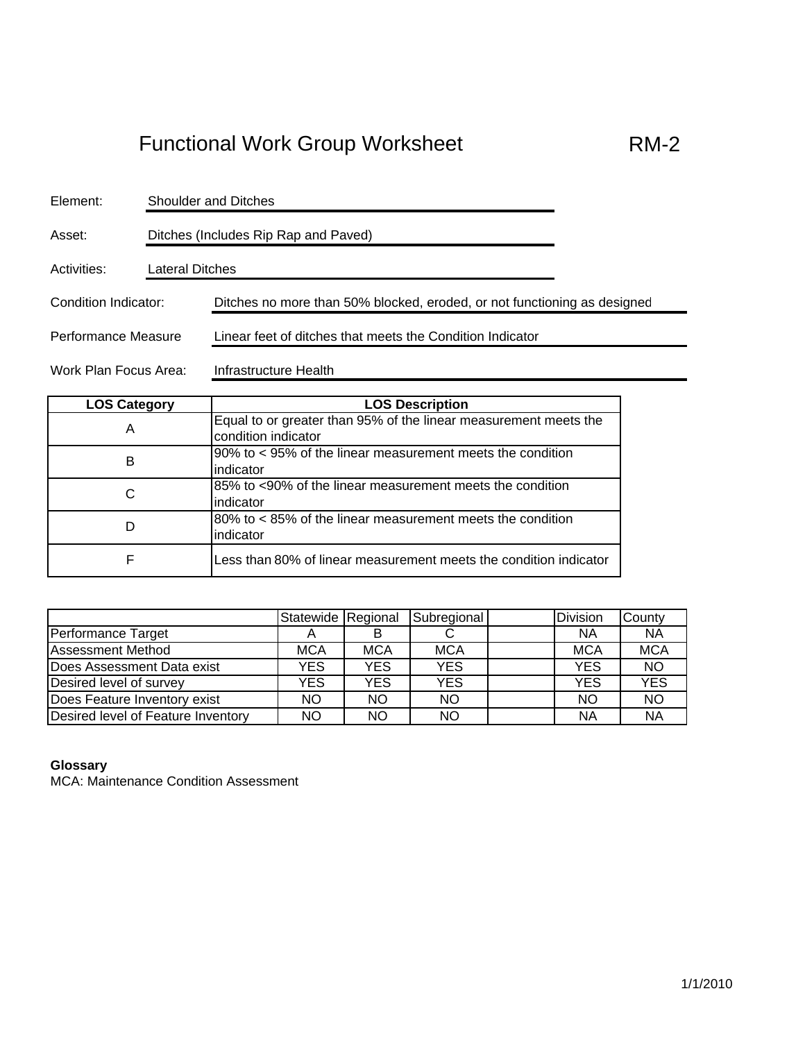# Functional Work Group Worksheet

RM-2

Element: Shoulder and Ditches

Asset: Ditches (Includes Rip Rap and Paved)

Activities: Lateral Ditches

Condition Indicator: Ditches no more than 50% blocked, eroded, or not functioning as designed

Performance Measure: Linear feet of ditches that meets the Condition Indicator

Work Plan Focus Area: Infrastructure Health

| LOS Category | LOS Description |
|---|---|
| A | Equal to or greater than 95% of the linear measurement meets the condition indicator |
| B | 90% to < 95% of the linear measurement meets the condition indicator |
| C | 85% to <90% of the linear measurement meets the condition indicator |
| D | 80% to < 85% of the linear measurement meets the condition indicator |
| F | Less than 80% of linear measurement meets the condition indicator |

| | Statewide | Regional | Subregional | | Division | County |
|---|---|---|---|---|---|---|
| Performance Target | A | B | C | | NA | NA |
| Assessment Method | MCA | MCA | MCA | | MCA | MCA |
| Does Assessment Data exist | YES | YES | YES | | YES | NO |
| Desired level of survey | YES | YES | YES | | YES | YES |
| Does Feature Inventory exist | NO | NO | NO | | NO | NO |
| Desired level of Feature Inventory | NO | NO | NO | | NA | NA |

**Glossary**

MCA: Maintenance Condition Assessment

1/1/2010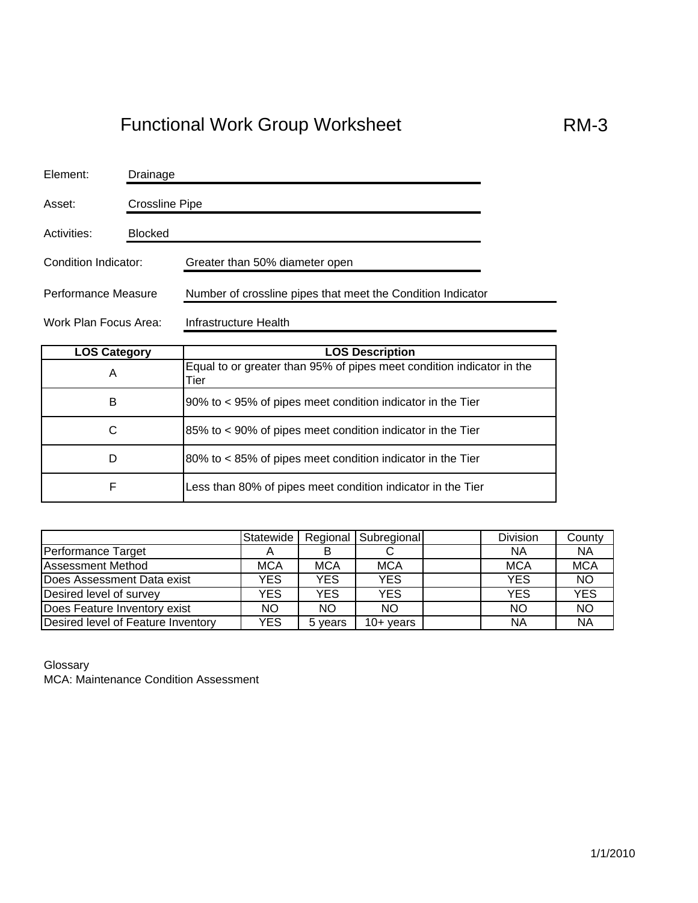# Functional Work Group Worksheet

RM-3

Element: Drainage

Asset: Crossline Pipe

Activities: Blocked

Condition Indicator: Greater than 50% diameter open

Performance Measure: Number of crossline pipes that meet the Condition Indicator

Work Plan Focus Area: Infrastructure Health

| LOS Category | LOS Description |
|---|---|
| A | Equal to or greater than 95% of pipes meet condition indicator in the Tier |
| B | 90% to < 95% of pipes meet condition indicator in the Tier |
| C | 85% to < 90% of pipes meet condition indicator in the Tier |
| D | 80% to < 85% of pipes meet condition indicator in the Tier |
| F | Less than 80% of pipes meet condition indicator in the Tier |

| | Statewide | Regional | Subregional | | Division | County |
|---|---|---|---|---|---|---|
| Performance Target | A | B | C | | NA | NA |
| Assessment Method | MCA | MCA | MCA | | MCA | MCA |
| Does Assessment Data exist | YES | YES | YES | | YES | NO |
| Desired level of survey | YES | YES | YES | | YES | YES |
| Does Feature Inventory exist | NO | NO | NO | | NO | NO |
| Desired level of Feature Inventory | YES | 5 years | 10+ years | | NA | NA |

Glossary
MCA: Maintenance Condition Assessment

1/1/2010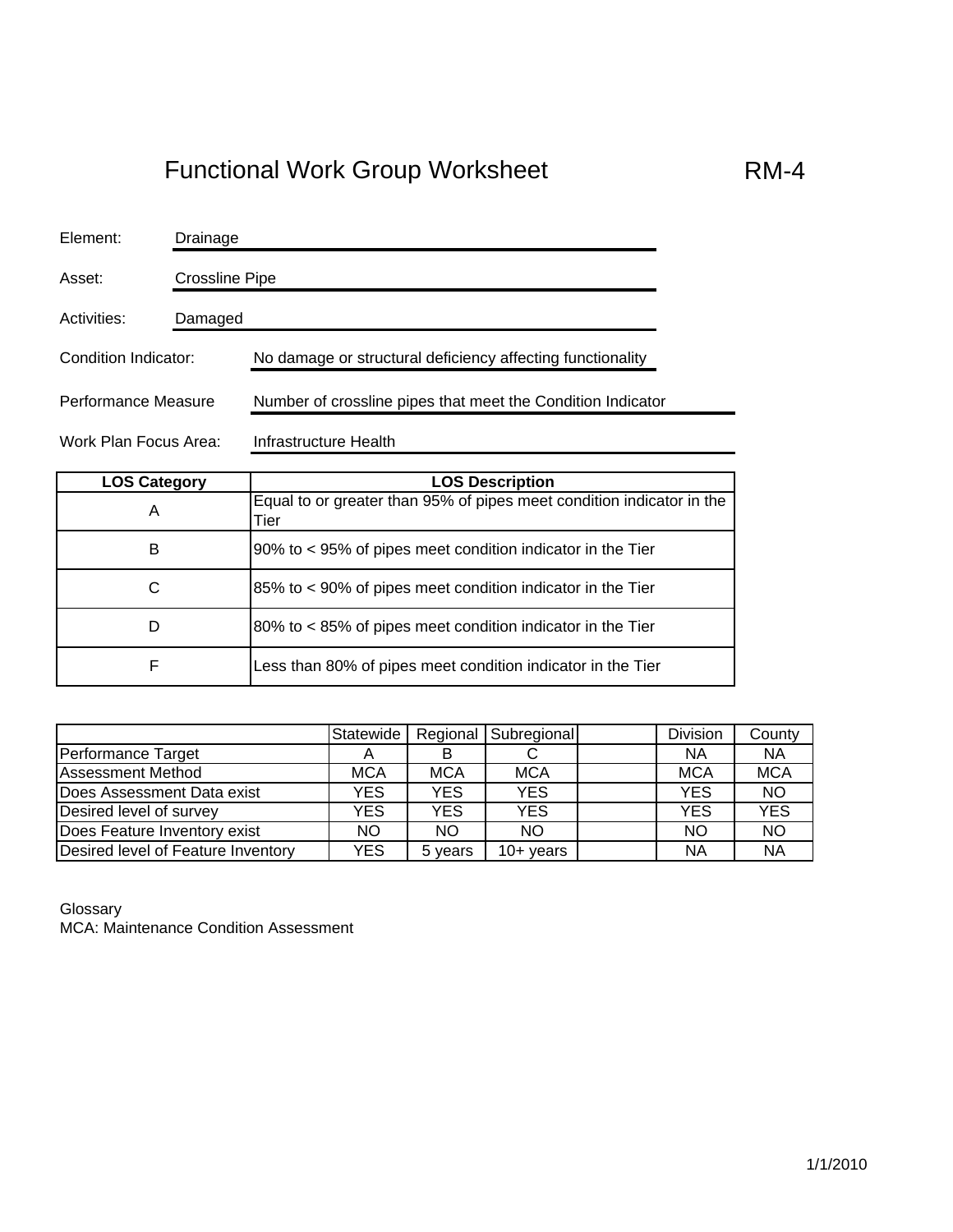# Functional Work Group Worksheet RM-4

Element: Drainage

Asset: Crossline Pipe

Activities: Damaged

Condition Indicator: No damage or structural deficiency affecting functionality

Performance Measure: Number of crossline pipes that meet the Condition Indicator

Work Plan Focus Area: Infrastructure Health

| LOS Category | LOS Description |
|---|---|
| A | Equal to or greater than 95% of pipes meet condition indicator in the Tier |
| B | 90% to < 95% of pipes meet condition indicator in the Tier |
| C | 85% to < 90% of pipes meet condition indicator in the Tier |
| D | 80% to < 85% of pipes meet condition indicator in the Tier |
| F | Less than 80% of pipes meet condition indicator in the Tier |

| | Statewide | Regional | Subregional | | Division | County |
|---|---|---|---|---|---|---|
| Performance Target | A | B | C | | NA | NA |
| Assessment Method | MCA | MCA | MCA | | MCA | MCA |
| Does Assessment Data exist | YES | YES | YES | | YES | NO |
| Desired level of survey | YES | YES | YES | | YES | YES |
| Does Feature Inventory exist | NO | NO | NO | | NO | NO |
| Desired level of Feature Inventory | YES | 5 years | 10+ years | | NA | NA |

Glossary
MCA: Maintenance Condition Assessment

1/1/2010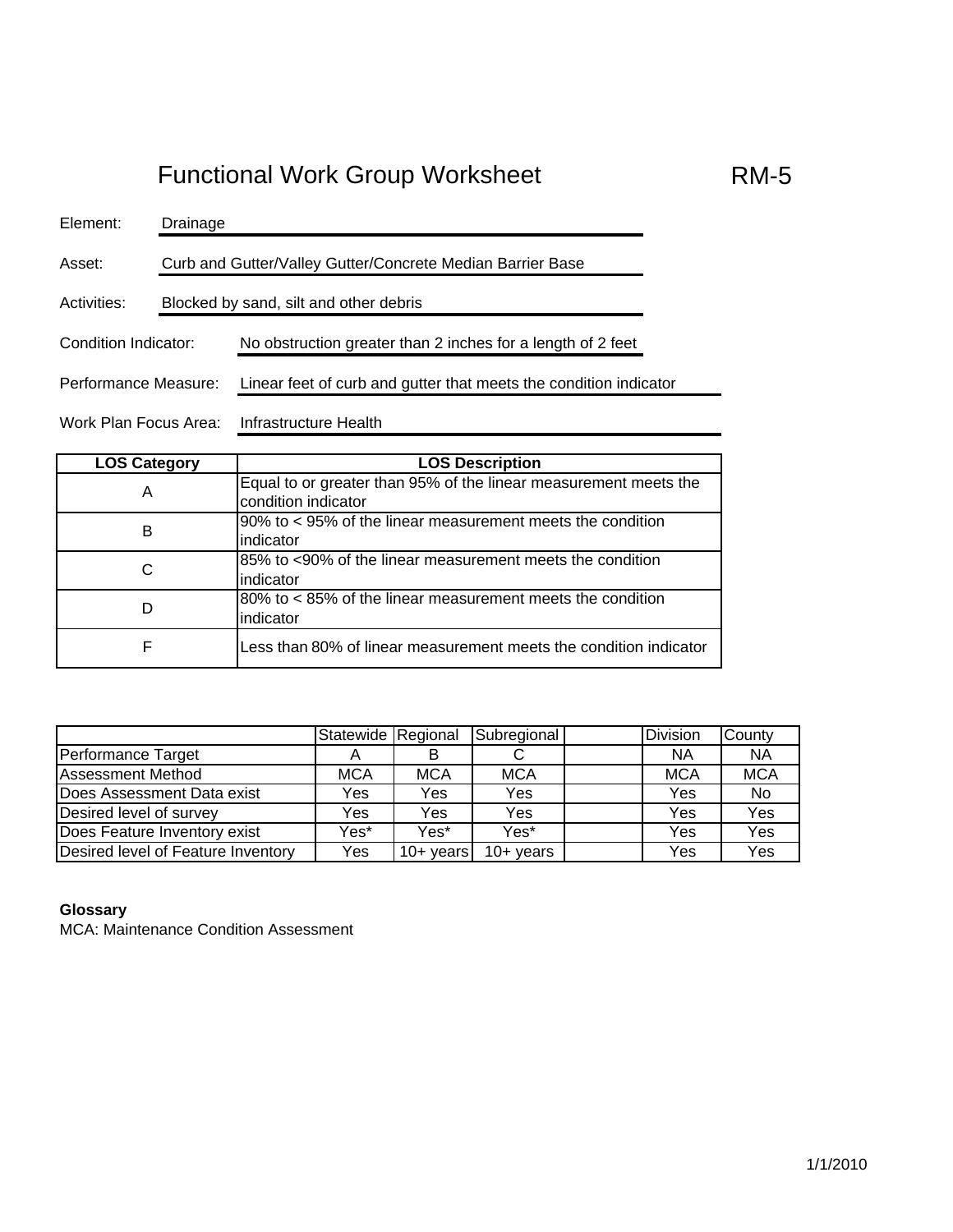# Functional Work Group Worksheet

RM-5

Element: Drainage

Asset: Curb and Gutter/Valley Gutter/Concrete Median Barrier Base

Activities: Blocked by sand, silt and other debris

Condition Indicator: No obstruction greater than 2 inches for a length of 2 feet

Performance Measure: Linear feet of curb and gutter that meets the condition indicator

Work Plan Focus Area: Infrastructure Health

| LOS Category | LOS Description |
|---|---|
| A | Equal to or greater than 95% of the linear measurement meets the condition indicator |
| B | 90% to < 95% of the linear measurement meets the condition indicator |
| C | 85% to <90% of the linear measurement meets the condition indicator |
| D | 80% to < 85% of the linear measurement meets the condition indicator |
| F | Less than 80% of linear measurement meets the condition indicator |

| | Statewide | Regional | Subregional | | Division | County |
|---|---|---|---|---|---|---|
| Performance Target | A | B | C | | NA | NA |
| Assessment Method | MCA | MCA | MCA | | MCA | MCA |
| Does Assessment Data exist | Yes | Yes | Yes | | Yes | No |
| Desired level of survey | Yes | Yes | Yes | | Yes | Yes |
| Does Feature Inventory exist | Yes* | Yes* | Yes* | | Yes | Yes |
| Desired level of Feature Inventory | Yes | 10+ years | 10+ years | | Yes | Yes |

**Glossary**

MCA: Maintenance Condition Assessment

1/1/2010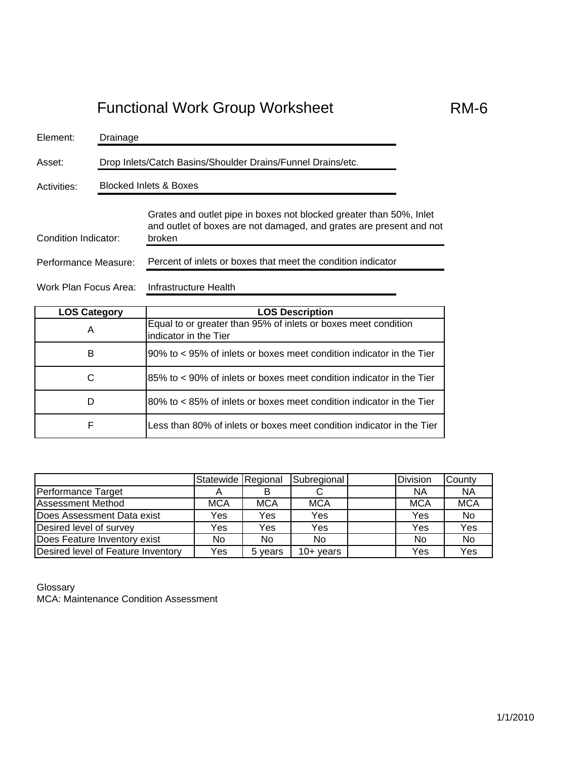# Functional Work Group Worksheet

RM-6

Element: Drainage

Asset: Drop Inlets/Catch Basins/Shoulder Drains/Funnel Drains/etc.

Activities: Blocked Inlets & Boxes

Condition Indicator: Grates and outlet pipe in boxes not blocked greater than 50%, Inlet and outlet of boxes are not damaged, and grates are present and not broken

Performance Measure: Percent of inlets or boxes that meet the condition indicator

Work Plan Focus Area: Infrastructure Health

| LOS Category | LOS Description |
|---|---|
| A | Equal to or greater than 95% of inlets or boxes meet condition indicator in the Tier |
| B | 90% to < 95% of inlets or boxes meet condition indicator in the Tier |
| C | 85% to < 90% of inlets or boxes meet condition indicator in the Tier |
| D | 80% to < 85% of inlets or boxes meet condition indicator in the Tier |
| F | Less than 80% of inlets or boxes meet condition indicator in the Tier |

| | Statewide | Regional | Subregional | | Division | County |
|---|---|---|---|---|---|---|
| Performance Target | A | B | C | | NA | NA |
| Assessment Method | MCA | MCA | MCA | | MCA | MCA |
| Does Assessment Data exist | Yes | Yes | Yes | | Yes | No |
| Desired level of survey | Yes | Yes | Yes | | Yes | Yes |
| Does Feature Inventory exist | No | No | No | | No | No |
| Desired level of Feature Inventory | Yes | 5 years | 10+ years | | Yes | Yes |

Glossary
MCA: Maintenance Condition Assessment

1/1/2010